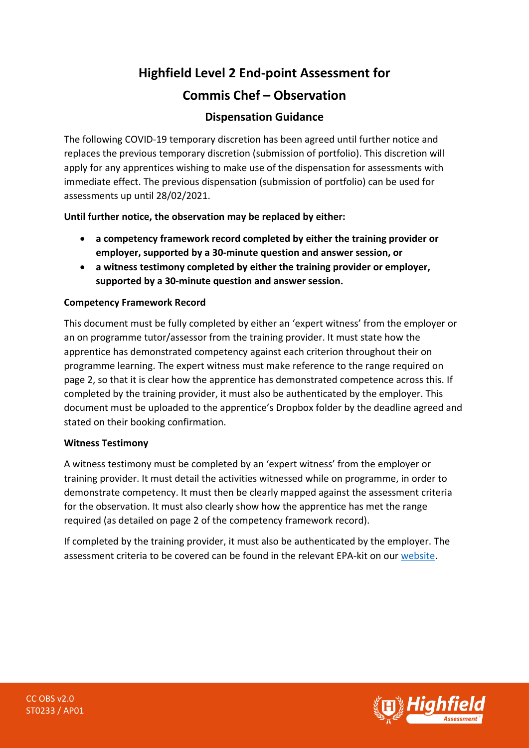# Highfield Level 2 End-point Assessment for Commis Chef – Observation

## Dispensation Guidance

The following COVID-19 temporary discretion has been agreed until further notice and replaces the previous temporary discretion (submission of portfolio). This discretion will apply for any apprentices wishing to make use of the dispensation for assessments with immediate effect. The previous dispensation (submission of portfolio) can be used for assessments up until 28/02/2021.

**Until further notice, the observation may be replaced by either:**

- **a competency framework record completed by either the training provider or employer, supported by a 30-minute question and answer session, or**
- **a witness testimony completed by either the training provider or employer, supported by a 30-minute question and answer session.**

**Competency Framework Record**

This document must be fully completed by either an 'expert witness' from the employer or an on programme tutor/assessor from the training provider. It must state how the apprentice has demonstrated competency against each criterion throughout their on programme learning. The expert witness must make reference to the range required on page 2, so that it is clear how the apprentice has demonstrated competence across this. If completed by the training provider, it must also be authenticated by the employer. This document must be uploaded to the apprentice's Dropbox folder by the deadline agreed and stated on their booking confirmation.

**Witness Testimony**

A witness testimony must be completed by an 'expert witness' from the employer or training provider. It must detail the activities witnessed while on programme, in order to demonstrate competency. It must then be clearly mapped against the assessment criteria for the observation. It must also clearly show how the apprentice has met the range required (as detailed on page 2 of the competency framework record).

If completed by the training provider, it must also be authenticated by the employer. The assessment criteria to be covered can be found in the relevant EPA-kit on our website.

CC OBS v2.0
ST0233 / AP01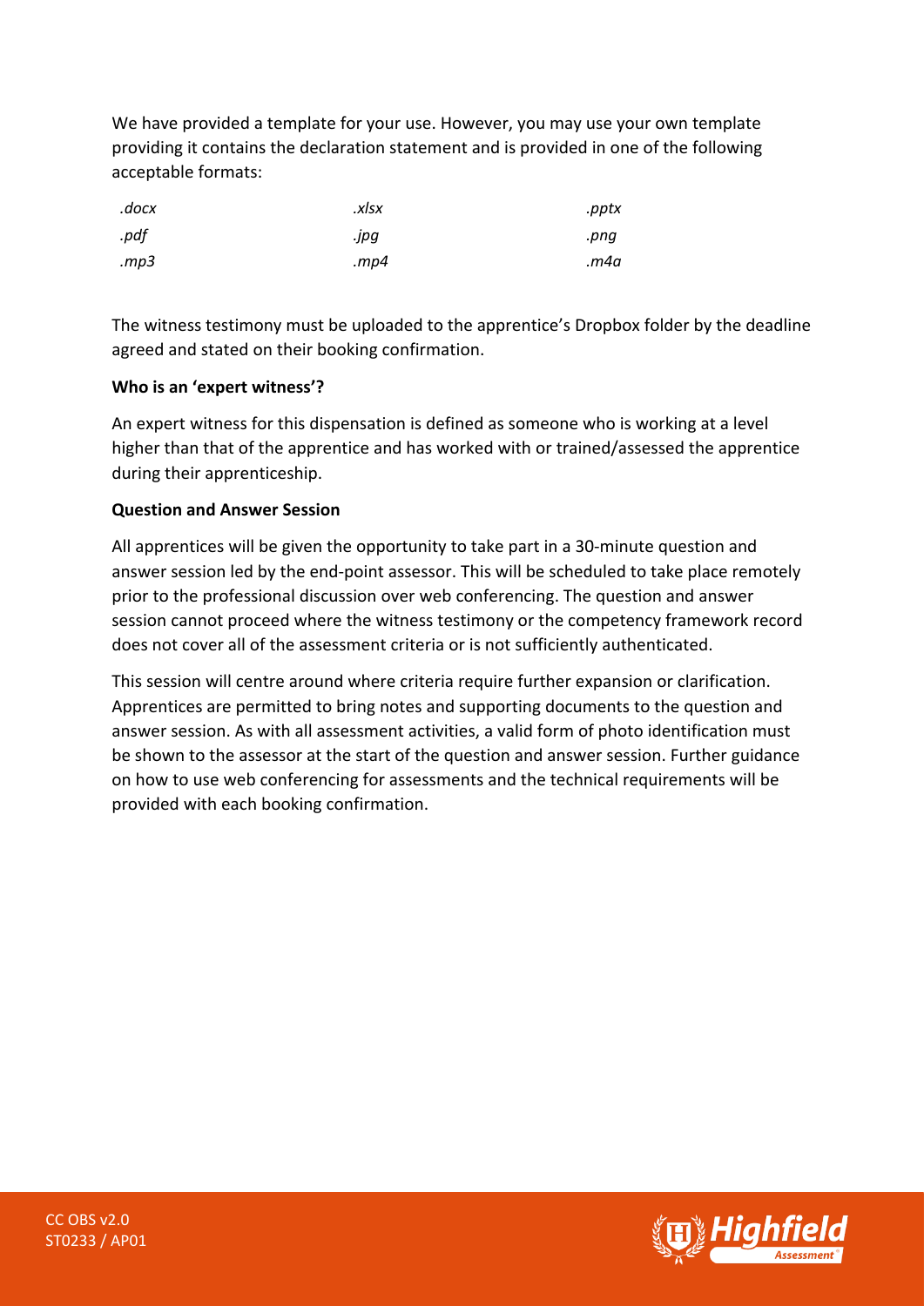We have provided a template for your use. However, you may use your own template providing it contains the declaration statement and is provided in one of the following acceptable formats:

| | | |
|---|---|---|
| *.docx* | *.xlsx* | *.pptx* |
| *.pdf* | *.jpg* | *.png* |
| *.mp3* | *.mp4* | *.m4a* |

The witness testimony must be uploaded to the apprentice's Dropbox folder by the deadline agreed and stated on their booking confirmation.

**Who is an 'expert witness'?**

An expert witness for this dispensation is defined as someone who is working at a level higher than that of the apprentice and has worked with or trained/assessed the apprentice during their apprenticeship.

**Question and Answer Session**

All apprentices will be given the opportunity to take part in a 30-minute question and answer session led by the end-point assessor. This will be scheduled to take place remotely prior to the professional discussion over web conferencing. The question and answer session cannot proceed where the witness testimony or the competency framework record does not cover all of the assessment criteria or is not sufficiently authenticated.

This session will centre around where criteria require further expansion or clarification. Apprentices are permitted to bring notes and supporting documents to the question and answer session. As with all assessment activities, a valid form of photo identification must be shown to the assessor at the start of the question and answer session. Further guidance on how to use web conferencing for assessments and the technical requirements will be provided with each booking confirmation.